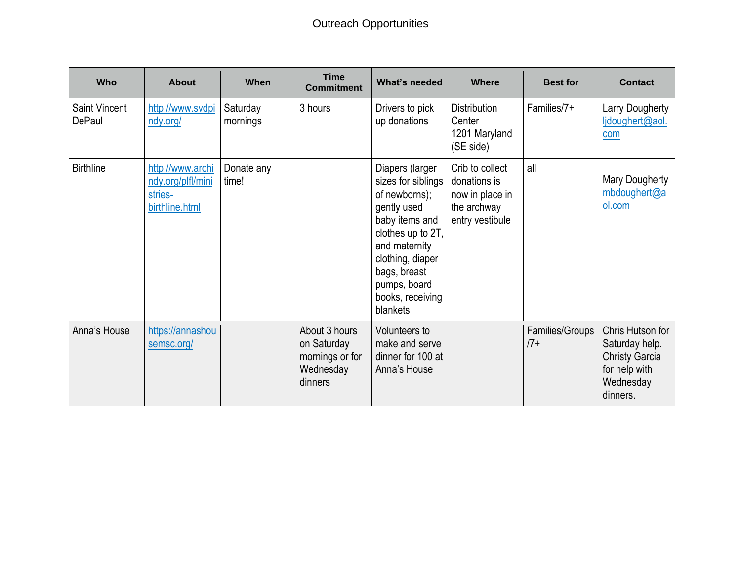# Outreach Opportunities

| Who | About | When | Time Commitment | What's needed | Where | Best for | Contact |
|---|---|---|---|---|---|---|---|
| Saint Vincent DePaul | http://www.svdpindy.org/ | Saturday mornings | 3 hours | Drivers to pick up donations | Distribution Center 1201 Maryland (SE side) | Families/7+ | Larry Dougherty ljdoughert@aol.com |
| Birthline | http://www.archindy.org/plfl/ministries-birthline.html | Donate any time! | | Diapers (larger sizes for siblings of newborns); gently used baby items and clothes up to 2T, and maternity clothing, diaper bags, breast pumps, board books, receiving blankets | Crib to collect donations is now in place in the archway entry vestibule | all | Mary Dougherty mbdoughert@aol.com |
| Anna's House | https://annashousemsc.org/ | | About 3 hours on Saturday mornings or for Wednesday dinners | Volunteers to make and serve dinner for 100 at Anna's House | | Families/Groups /7+ | Chris Hutson for Saturday help. Christy Garcia for help with Wednesday dinners. |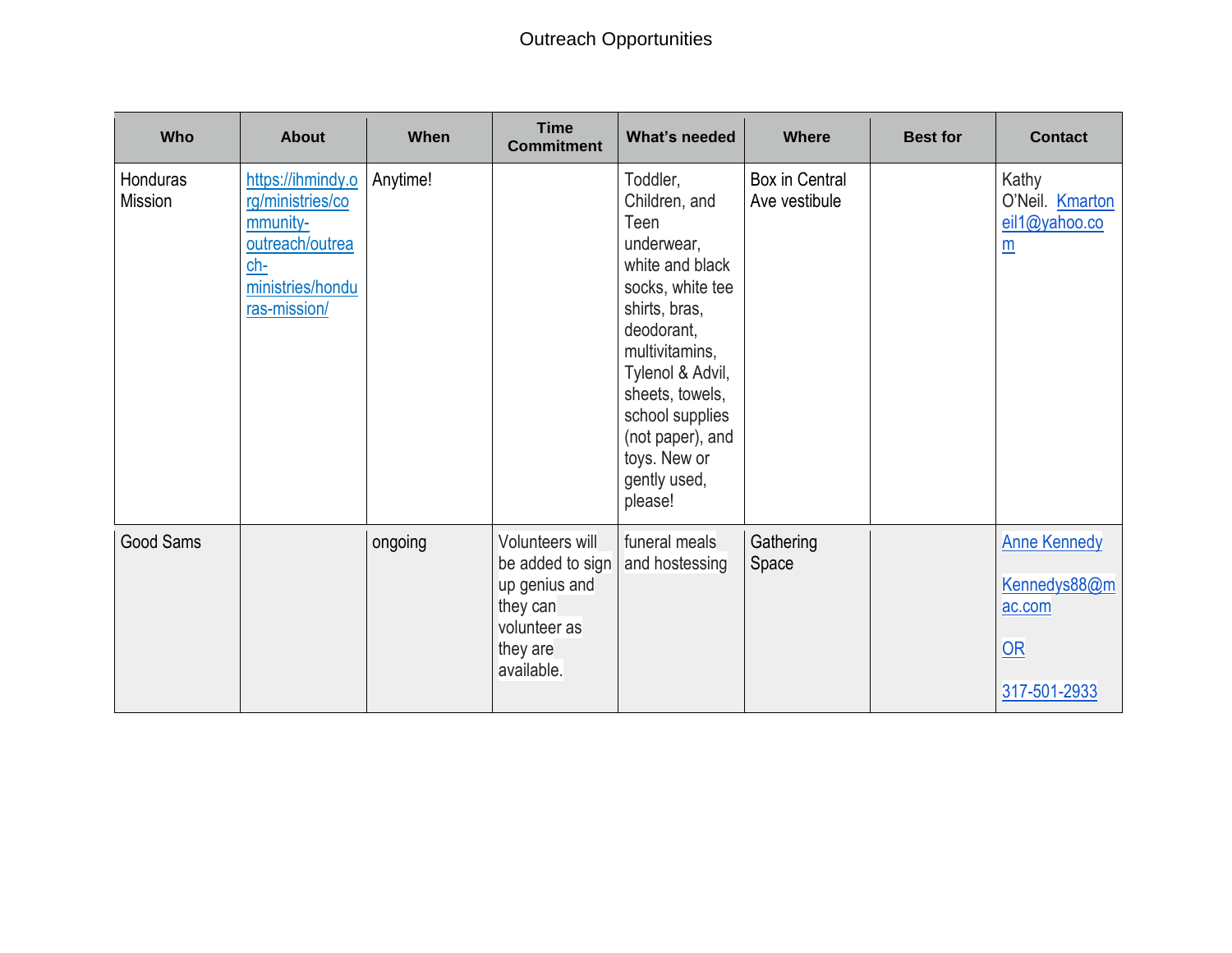Outreach Opportunities

| Who | About | When | Time Commitment | What's needed | Where | Best for | Contact |
|---|---|---|---|---|---|---|---|
| Honduras Mission | https://ihmindy.org/ministries/community-outreach/outreach-ministries/honduras-mission/ | Anytime! | | Toddler, Children, and Teen underwear, white and black socks, white tee shirts, bras, deodorant, multivitamins, Tylenol & Advil, sheets, towels, school supplies (not paper), and toys. New or gently used, please! | Box in Central Ave vestibule | | Kathy O'Neil. Kmartoneil1@yahoo.com |
| Good Sams | | ongoing | Volunteers will be added to sign up genius and they can volunteer as they are available. | funeral meals and hostessing | Gathering Space | | Anne Kennedy Kennedys88@mac.com OR 317-501-2933 |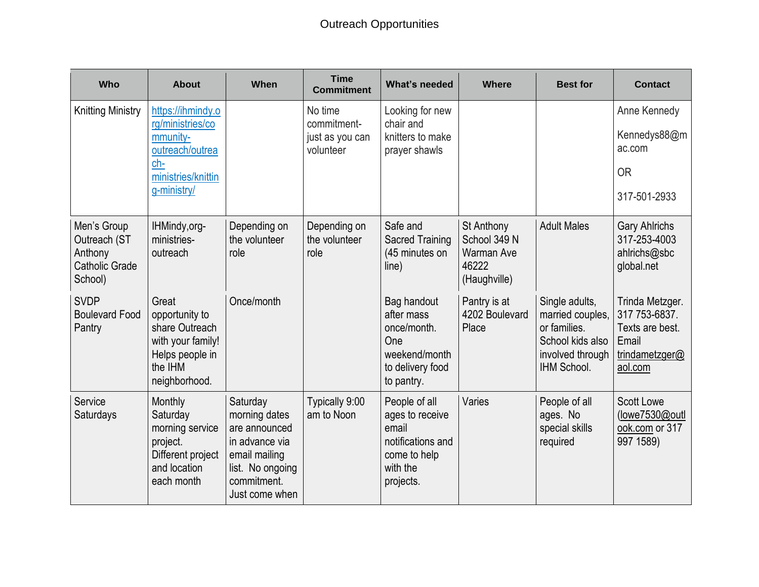Outreach Opportunities

| Who | About | When | Time Commitment | What's needed | Where | Best for | Contact |
|---|---|---|---|---|---|---|---|
| Knitting Ministry | https://ihmindy.org/ministries/community-outreach/outreach-ministries/knitting-ministry/ | | No time commitment- just as you can volunteer | Looking for new chair and knitters to make prayer shawls | | | Anne Kennedy<br><br>Kennedys88@mac.com<br><br>OR<br><br>317-501-2933 |
| Men's Group Outreach (ST Anthony Catholic Grade School) | IHMindy,org-ministries-outreach | Depending on the volunteer role | Depending on the volunteer role | Safe and Sacred Training (45 minutes on line) | St Anthony School 349 N Warman Ave 46222 (Haughville) | Adult Males | Gary Ahlrichs 317-253-4003 ahlrichs@sbcglobal.net |
| SVDP Boulevard Food Pantry | Great opportunity to share Outreach with your family! Helps people in the IHM neighborhood. | Once/month | | Bag handout after mass once/month. One weekend/month to delivery food to pantry. | Pantry is at 4202 Boulevard Place | Single adults, married couples, or families. School kids also involved through IHM School. | Trinda Metzger. 317 753-6837. Texts are best. Email trindametzger@aol.com |
| Service Saturdays | Monthly Saturday morning service project. Different project and location each month | Saturday morning dates are announced in advance via email mailing list. No ongoing commitment. Just come when | Typically 9:00 am to Noon | People of all ages to receive email notifications and come to help with the projects. | Varies | People of all ages. No special skills required | Scott Lowe (lowe7530@outlook.com or 317 997 1589) |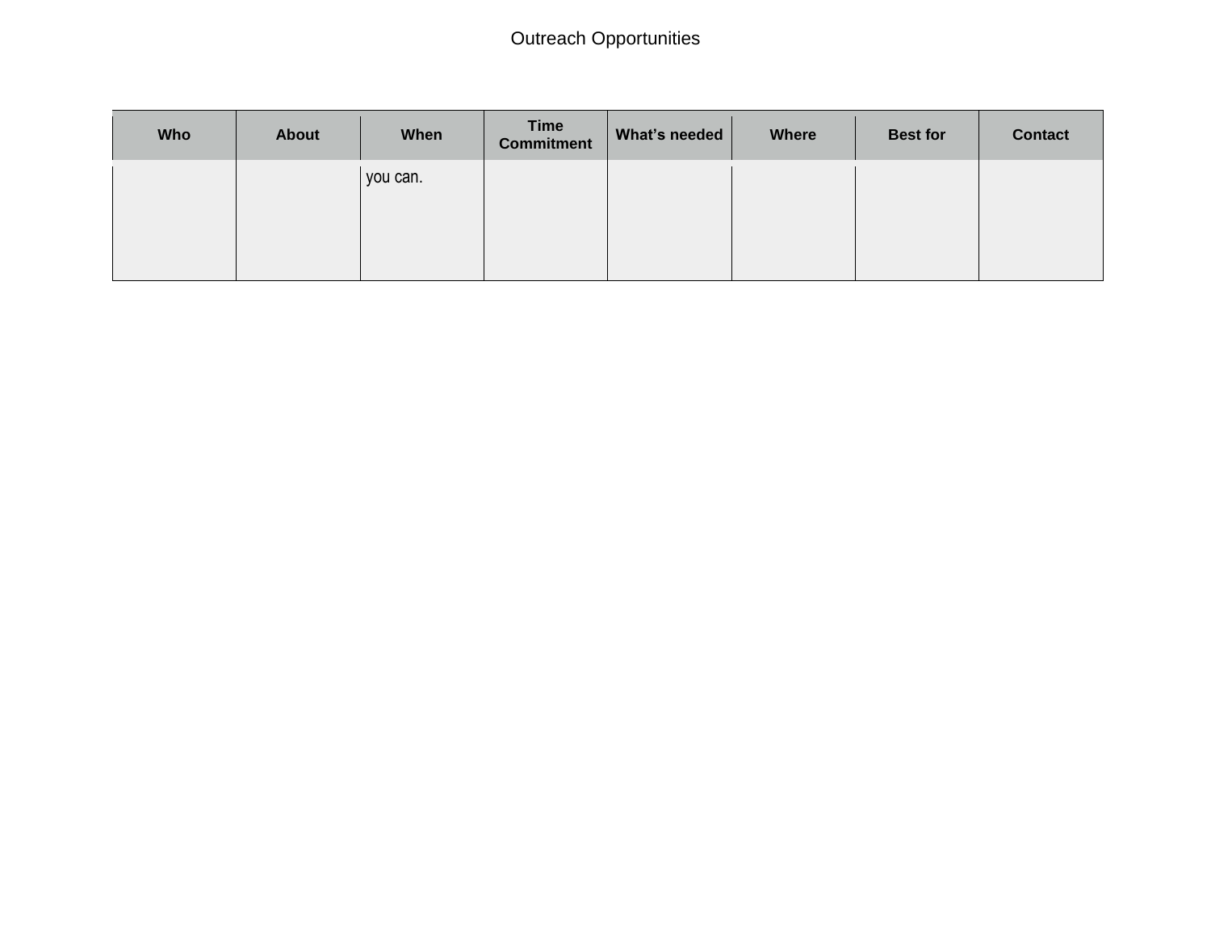Outreach Opportunities

| Who | About | When | Time Commitment | What's needed | Where | Best for | Contact |
|---|---|---|---|---|---|---|---|
| | | you can. | | | | | |